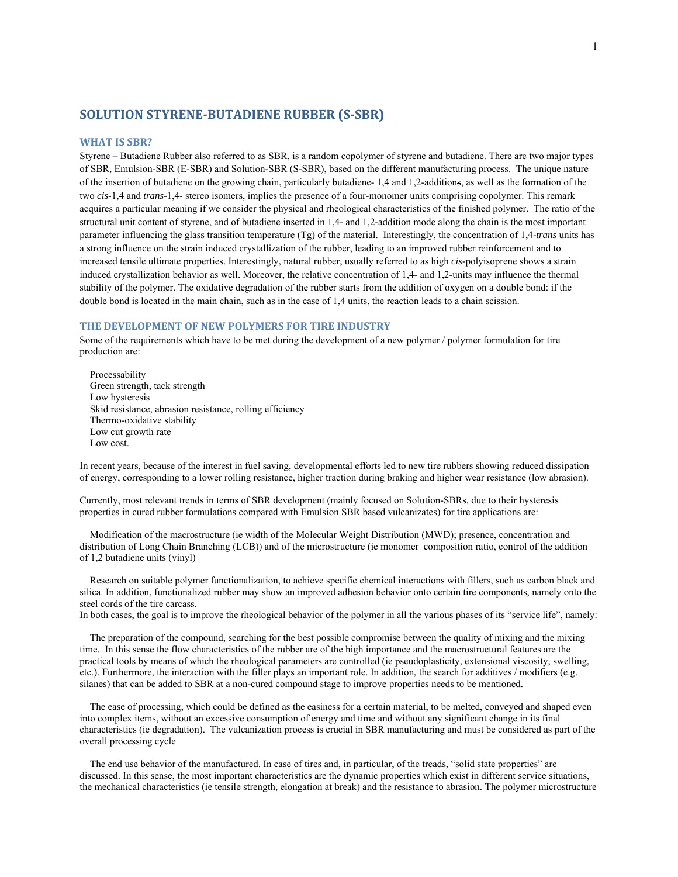# SOLUTION STYRENE-BUTADIENE RUBBER (S-SBR)

## WHAT IS SBR?

Styrene – Butadiene Rubber also referred to as SBR, is a random copolymer of styrene and butadiene. There are two major types of SBR, Emulsion-SBR (E-SBR) and Solution-SBR (S-SBR), based on the different manufacturing process. The unique nature of the insertion of butadiene on the growing chain, particularly butadiene- 1,4 and 1,2-additions, as well as the formation of the two *cis*-1,4 and *trans*-1,4- stereo isomers, implies the presence of a four-monomer units comprising copolymer. This remark acquires a particular meaning if we consider the physical and rheological characteristics of the finished polymer. The ratio of the structural unit content of styrene, and of butadiene inserted in 1,4- and 1,2-addition mode along the chain is the most important parameter influencing the glass transition temperature (Tg) of the material. Interestingly, the concentration of 1,4-*trans* units has a strong influence on the strain induced crystallization of the rubber, leading to an improved rubber reinforcement and to increased tensile ultimate properties. Interestingly, natural rubber, usually referred to as high *cis*-polyisoprene shows a strain induced crystallization behavior as well. Moreover, the relative concentration of 1,4- and 1,2-units may influence the thermal stability of the polymer. The oxidative degradation of the rubber starts from the addition of oxygen on a double bond: if the double bond is located in the main chain, such as in the case of 1,4 units, the reaction leads to a chain scission.

## THE DEVELOPMENT OF NEW POLYMERS FOR TIRE INDUSTRY

Some of the requirements which have to be met during the development of a new polymer / polymer formulation for tire production are:

- Processability
- Green strength, tack strength
- Low hysteresis
- Skid resistance, abrasion resistance, rolling efficiency
- Thermo-oxidative stability
- Low cut growth rate
- Low cost.

In recent years, because of the interest in fuel saving, developmental efforts led to new tire rubbers showing reduced dissipation of energy, corresponding to a lower rolling resistance, higher traction during braking and higher wear resistance (low abrasion).

Currently, most relevant trends in terms of SBR development (mainly focused on Solution-SBRs, due to their hysteresis properties in cured rubber formulations compared with Emulsion SBR based vulcanizates) for tire applications are:

- Modification of the macrostructure (ie width of the Molecular Weight Distribution (MWD); presence, concentration and distribution of Long Chain Branching (LCB)) and of the microstructure (ie monomer composition ratio, control of the addition of 1,2 butadiene units (vinyl)

- Research on suitable polymer functionalization, to achieve specific chemical interactions with fillers, such as carbon black and silica. In addition, functionalized rubber may show an improved adhesion behavior onto certain tire components, namely onto the steel cords of the tire carcass.

In both cases, the goal is to improve the rheological behavior of the polymer in all the various phases of its "service life", namely:

- The preparation of the compound, searching for the best possible compromise between the quality of mixing and the mixing time. In this sense the flow characteristics of the rubber are of the high importance and the macrostructural features are the practical tools by means of which the rheological parameters are controlled (ie pseudoplasticity, extensional viscosity, swelling, etc.). Furthermore, the interaction with the filler plays an important role. In addition, the search for additives / modifiers (e.g. silanes) that can be added to SBR at a non-cured compound stage to improve properties needs to be mentioned.

- The ease of processing, which could be defined as the easiness for a certain material, to be melted, conveyed and shaped even into complex items, without an excessive consumption of energy and time and without any significant change in its final characteristics (ie degradation). The vulcanization process is crucial in SBR manufacturing and must be considered as part of the overall processing cycle

- The end use behavior of the manufactured. In case of tires and, in particular, of the treads, "solid state properties" are discussed. In this sense, the most important characteristics are the dynamic properties which exist in different service situations, the mechanical characteristics (ie tensile strength, elongation at break) and the resistance to abrasion. The polymer microstructure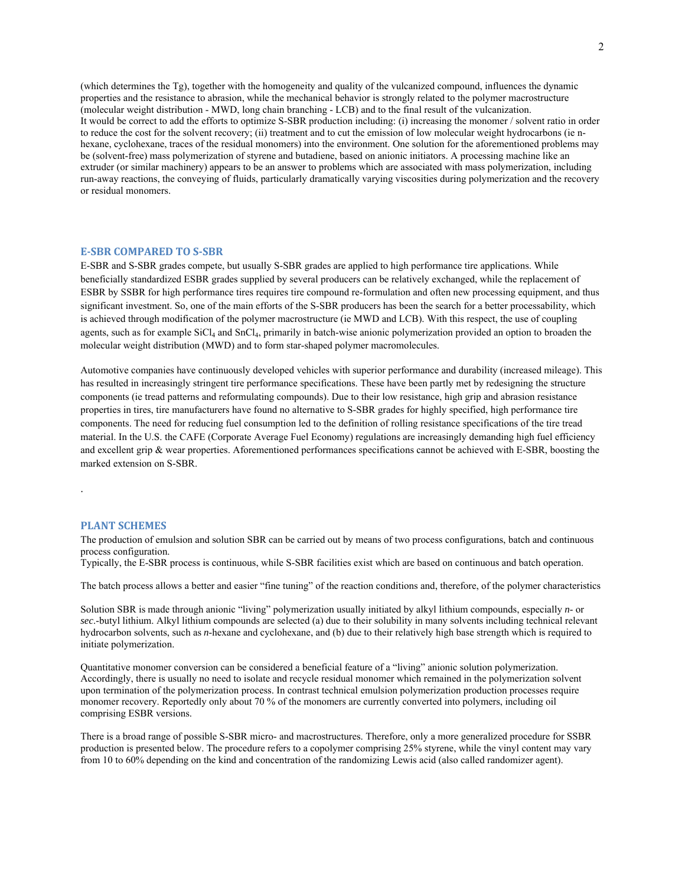(which determines the Tg), together with the homogeneity and quality of the vulcanized compound, influences the dynamic properties and the resistance to abrasion, while the mechanical behavior is strongly related to the polymer macrostructure (molecular weight distribution - MWD, long chain branching - LCB) and to the final result of the vulcanization.
It would be correct to add the efforts to optimize S-SBR production including: (i) increasing the monomer / solvent ratio in order to reduce the cost for the solvent recovery; (ii) treatment and to cut the emission of low molecular weight hydrocarbons (ie n-hexane, cyclohexane, traces of the residual monomers) into the environment. One solution for the aforementioned problems may be (solvent-free) mass polymerization of styrene and butadiene, based on anionic initiators. A processing machine like an extruder (or similar machinery) appears to be an answer to problems which are associated with mass polymerization, including run-away reactions, the conveying of fluids, particularly dramatically varying viscosities during polymerization and the recovery or residual monomers.

## E-SBR COMPARED TO S-SBR

E-SBR and S-SBR grades compete, but usually S-SBR grades are applied to high performance tire applications. While beneficially standardized ESBR grades supplied by several producers can be relatively exchanged, while the replacement of ESBR by SSBR for high performance tires requires tire compound re-formulation and often new processing equipment, and thus significant investment. So, one of the main efforts of the S-SBR producers has been the search for a better processability, which is achieved through modification of the polymer macrostructure (ie MWD and LCB). With this respect, the use of coupling agents, such as for example $SiCl_4$ and $SnCl_4$, primarily in batch-wise anionic polymerization provided an option to broaden the molecular weight distribution (MWD) and to form star-shaped polymer macromolecules.

Automotive companies have continuously developed vehicles with superior performance and durability (increased mileage). This has resulted in increasingly stringent tire performance specifications. These have been partly met by redesigning the structure components (ie tread patterns and reformulating compounds). Due to their low resistance, high grip and abrasion resistance properties in tires, tire manufacturers have found no alternative to S-SBR grades for highly specified, high performance tire components. The need for reducing fuel consumption led to the definition of rolling resistance specifications of the tire tread material. In the U.S. the CAFE (Corporate Average Fuel Economy) regulations are increasingly demanding high fuel efficiency and excellent grip & wear properties. Aforementioned performances specifications cannot be achieved with E-SBR, boosting the marked extension on S-SBR.

.

## PLANT SCHEMES

The production of emulsion and solution SBR can be carried out by means of two process configurations, batch and continuous process configuration.
Typically, the E-SBR process is continuous, while S-SBR facilities exist which are based on continuous and batch operation.

The batch process allows a better and easier "fine tuning" of the reaction conditions and, therefore, of the polymer characteristics

Solution SBR is made through anionic "living" polymerization usually initiated by alkyl lithium compounds, especially *n*- or *sec*.-butyl lithium. Alkyl lithium compounds are selected (a) due to their solubility in many solvents including technical relevant hydrocarbon solvents, such as *n*-hexane and cyclohexane, and (b) due to their relatively high base strength which is required to initiate polymerization.

Quantitative monomer conversion can be considered a beneficial feature of a "living" anionic solution polymerization. Accordingly, there is usually no need to isolate and recycle residual monomer which remained in the polymerization solvent upon termination of the polymerization process. In contrast technical emulsion polymerization production processes require monomer recovery. Reportedly only about 70 % of the monomers are currently converted into polymers, including oil comprising ESBR versions.

There is a broad range of possible S-SBR micro- and macrostructures. Therefore, only a more generalized procedure for SSBR production is presented below. The procedure refers to a copolymer comprising 25% styrene, while the vinyl content may vary from 10 to 60% depending on the kind and concentration of the randomizing Lewis acid (also called randomizer agent).